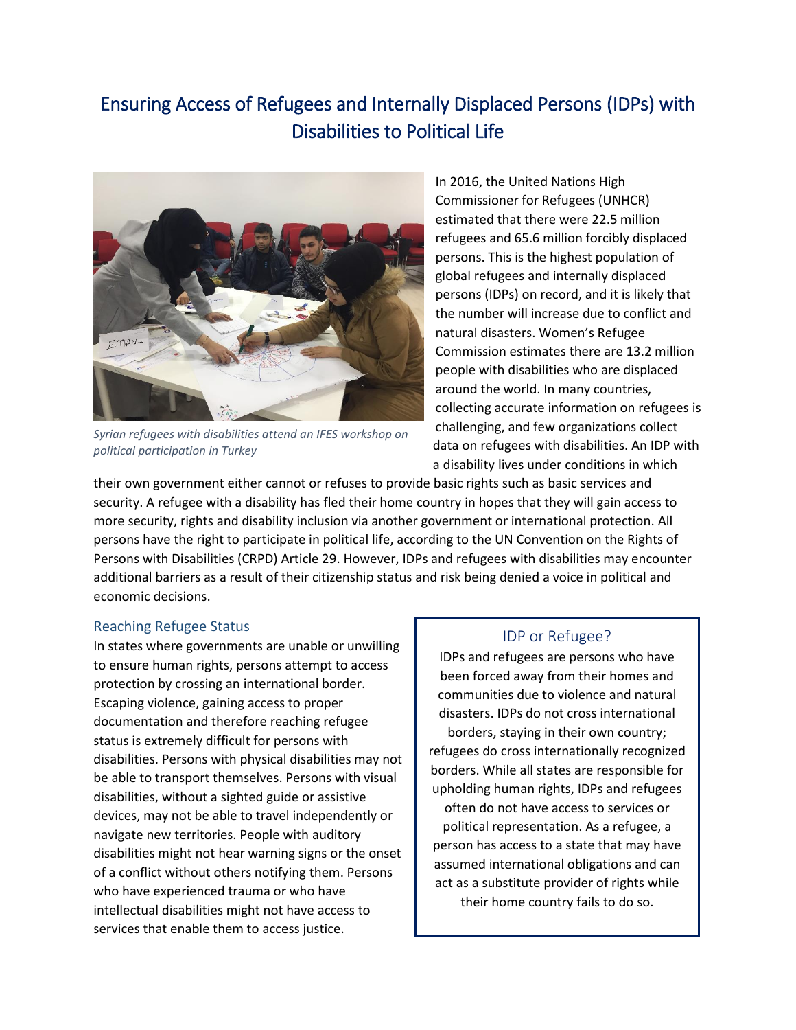# Ensuring Access of Refugees and Internally Displaced Persons (IDPs) with Disabilities to Political Life

*Syrian refugees with disabilities attend an IFES workshop on political participation in Turkey*

In 2016, the United Nations High Commissioner for Refugees (UNHCR) estimated that there were 22.5 million refugees and 65.6 million forcibly displaced persons. This is the highest population of global refugees and internally displaced persons (IDPs) on record, and it is likely that the number will increase due to conflict and natural disasters. Women's Refugee Commission estimates there are 13.2 million people with disabilities who are displaced around the world. In many countries, collecting accurate information on refugees is challenging, and few organizations collect data on refugees with disabilities. An IDP with a disability lives under conditions in which their own government either cannot or refuses to provide basic rights such as basic services and security. A refugee with a disability has fled their home country in hopes that they will gain access to more security, rights and disability inclusion via another government or international protection. All persons have the right to participate in political life, according to the UN Convention on the Rights of Persons with Disabilities (CRPD) Article 29. However, IDPs and refugees with disabilities may encounter additional barriers as a result of their citizenship status and risk being denied a voice in political and economic decisions.

## Reaching Refugee Status

In states where governments are unable or unwilling to ensure human rights, persons attempt to access protection by crossing an international border. Escaping violence, gaining access to proper documentation and therefore reaching refugee status is extremely difficult for persons with disabilities. Persons with physical disabilities may not be able to transport themselves. Persons with visual disabilities, without a sighted guide or assistive devices, may not be able to travel independently or navigate new territories. People with auditory disabilities might not hear warning signs or the onset of a conflict without others notifying them. Persons who have experienced trauma or who have intellectual disabilities might not have access to services that enable them to access justice.

### IDP or Refugee?

IDPs and refugees are persons who have been forced away from their homes and communities due to violence and natural disasters. IDPs do not cross international borders, staying in their own country; refugees do cross internationally recognized borders. While all states are responsible for upholding human rights, IDPs and refugees often do not have access to services or political representation. As a refugee, a person has access to a state that may have assumed international obligations and can act as a substitute provider of rights while their home country fails to do so.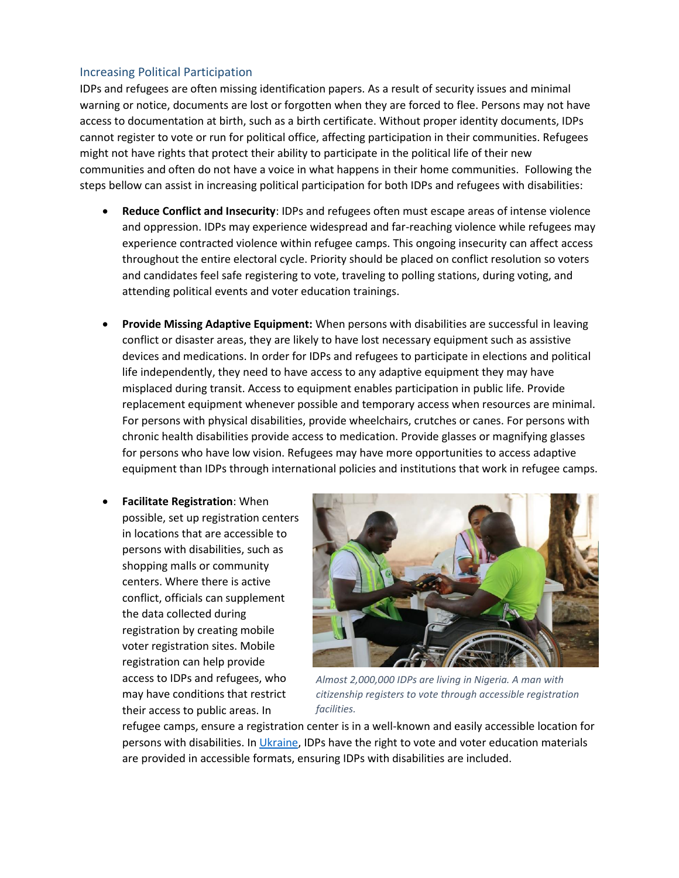## Increasing Political Participation

IDPs and refugees are often missing identification papers. As a result of security issues and minimal warning or notice, documents are lost or forgotten when they are forced to flee. Persons may not have access to documentation at birth, such as a birth certificate. Without proper identity documents, IDPs cannot register to vote or run for political office, affecting participation in their communities. Refugees might not have rights that protect their ability to participate in the political life of their new communities and often do not have a voice in what happens in their home communities. Following the steps bellow can assist in increasing political participation for both IDPs and refugees with disabilities:

- **Reduce Conflict and Insecurity**: IDPs and refugees often must escape areas of intense violence and oppression. IDPs may experience widespread and far-reaching violence while refugees may experience contracted violence within refugee camps. This ongoing insecurity can affect access throughout the entire electoral cycle. Priority should be placed on conflict resolution so voters and candidates feel safe registering to vote, traveling to polling stations, during voting, and attending political events and voter education trainings.

- **Provide Missing Adaptive Equipment:** When persons with disabilities are successful in leaving conflict or disaster areas, they are likely to have lost necessary equipment such as assistive devices and medications. In order for IDPs and refugees to participate in elections and political life independently, they need to have access to any adaptive equipment they may have misplaced during transit. Access to equipment enables participation in public life. Provide replacement equipment whenever possible and temporary access when resources are minimal. For persons with physical disabilities, provide wheelchairs, crutches or canes. For persons with chronic health disabilities provide access to medication. Provide glasses or magnifying glasses for persons who have low vision. Refugees may have more opportunities to access adaptive equipment than IDPs through international policies and institutions that work in refugee camps.

- **Facilitate Registration**: When possible, set up registration centers in locations that are accessible to persons with disabilities, such as shopping malls or community centers. Where there is active conflict, officials can supplement the data collected during registration by creating mobile voter registration sites. Mobile registration can help provide access to IDPs and refugees, who may have conditions that restrict their access to public areas. In refugee camps, ensure a registration center is in a well-known and easily accessible location for persons with disabilities. In [Ukraine](), IDPs have the right to vote and voter education materials are provided in accessible formats, ensuring IDPs with disabilities are included.

*Almost 2,000,000 IDPs are living in Nigeria. A man with citizenship registers to vote through accessible registration facilities.*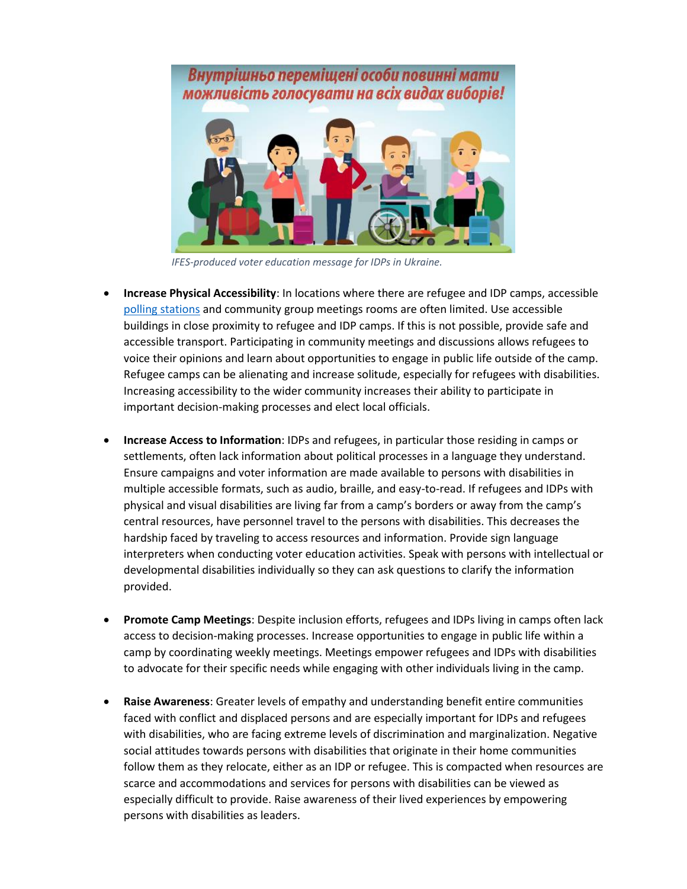*IFES-produced voter education message for IDPs in Ukraine.*

- **Increase Physical Accessibility**: In locations where there are refugee and IDP camps, accessible polling stations and community group meetings rooms are often limited. Use accessible buildings in close proximity to refugee and IDP camps. If this is not possible, provide safe and accessible transport. Participating in community meetings and discussions allows refugees to voice their opinions and learn about opportunities to engage in public life outside of the camp. Refugee camps can be alienating and increase solitude, especially for refugees with disabilities. Increasing accessibility to the wider community increases their ability to participate in important decision-making processes and elect local officials.

- **Increase Access to Information**: IDPs and refugees, in particular those residing in camps or settlements, often lack information about political processes in a language they understand. Ensure campaigns and voter information are made available to persons with disabilities in multiple accessible formats, such as audio, braille, and easy-to-read. If refugees and IDPs with physical and visual disabilities are living far from a camp's borders or away from the camp's central resources, have personnel travel to the persons with disabilities. This decreases the hardship faced by traveling to access resources and information. Provide sign language interpreters when conducting voter education activities. Speak with persons with intellectual or developmental disabilities individually so they can ask questions to clarify the information provided.

- **Promote Camp Meetings**: Despite inclusion efforts, refugees and IDPs living in camps often lack access to decision-making processes. Increase opportunities to engage in public life within a camp by coordinating weekly meetings. Meetings empower refugees and IDPs with disabilities to advocate for their specific needs while engaging with other individuals living in the camp.

- **Raise Awareness**: Greater levels of empathy and understanding benefit entire communities faced with conflict and displaced persons and are especially important for IDPs and refugees with disabilities, who are facing extreme levels of discrimination and marginalization. Negative social attitudes towards persons with disabilities that originate in their home communities follow them as they relocate, either as an IDP or refugee. This is compacted when resources are scarce and accommodations and services for persons with disabilities can be viewed as especially difficult to provide. Raise awareness of their lived experiences by empowering persons with disabilities as leaders.